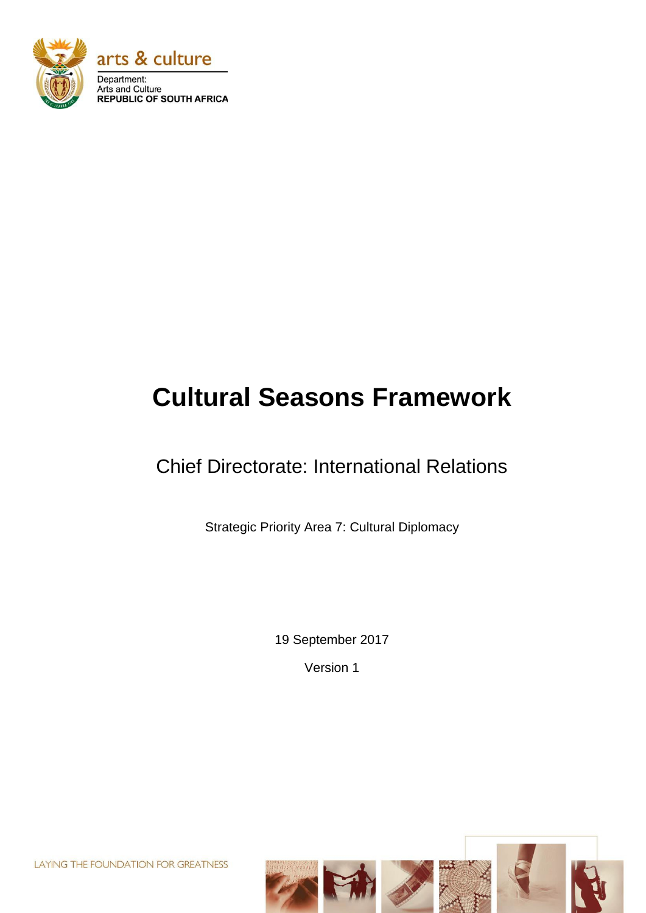arts & culture

Department:
Arts and Culture
**REPUBLIC OF SOUTH AFRICA**

# Cultural Seasons Framework

## Chief Directorate: International Relations

Strategic Priority Area 7: Cultural Diplomacy

19 September 2017

Version 1

LAYING THE FOUNDATION FOR GREATNESS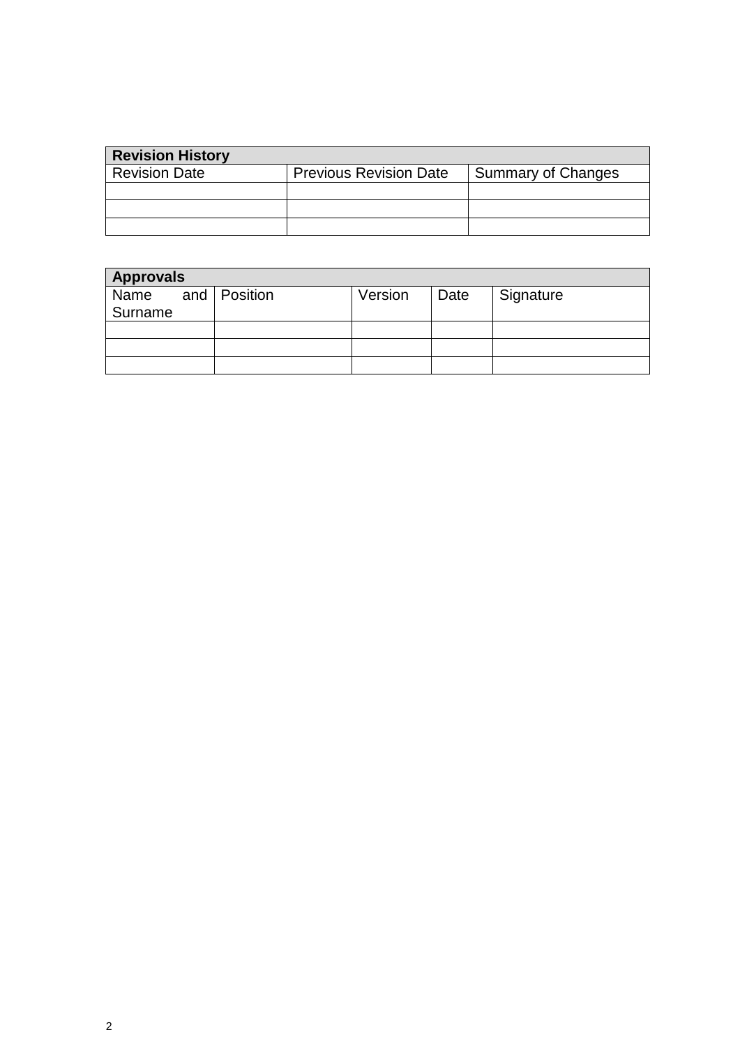| Revision History | | |
|---|---|---|
| Revision Date | Previous Revision Date | Summary of Changes |
| | | |
| | | |
| | | |

| Approvals | | | | |
|---|---|---|---|---|
| Name and Surname | Position | Version | Date | Signature |
| | | | | |
| | | | | |
| | | | | |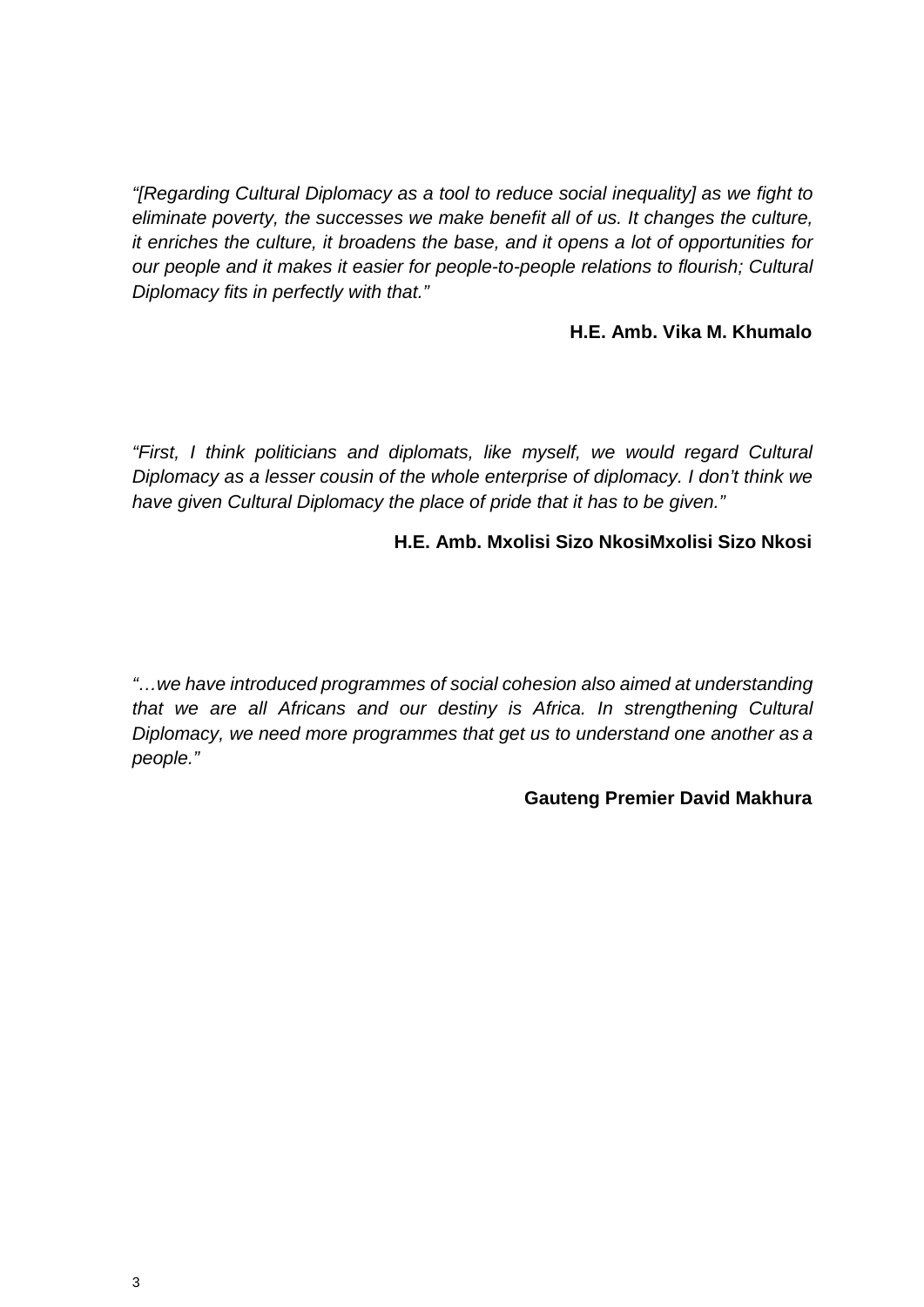*"[Regarding Cultural Diplomacy as a tool to reduce social inequality] as we fight to eliminate poverty, the successes we make benefit all of us. It changes the culture, it enriches the culture, it broadens the base, and it opens a lot of opportunities for our people and it makes it easier for people-to-people relations to flourish; Cultural Diplomacy fits in perfectly with that."*

**H.E. Amb. Vika M. Khumalo**

*"First, I think politicians and diplomats, like myself, we would regard Cultural Diplomacy as a lesser cousin of the whole enterprise of diplomacy. I don't think we have given Cultural Diplomacy the place of pride that it has to be given."*

**H.E. Amb. Mxolisi Sizo NkosiMxolisi Sizo Nkosi**

*"…we have introduced programmes of social cohesion also aimed at understanding that we are all Africans and our destiny is Africa. In strengthening Cultural Diplomacy, we need more programmes that get us to understand one another as a people."*

**Gauteng Premier David Makhura**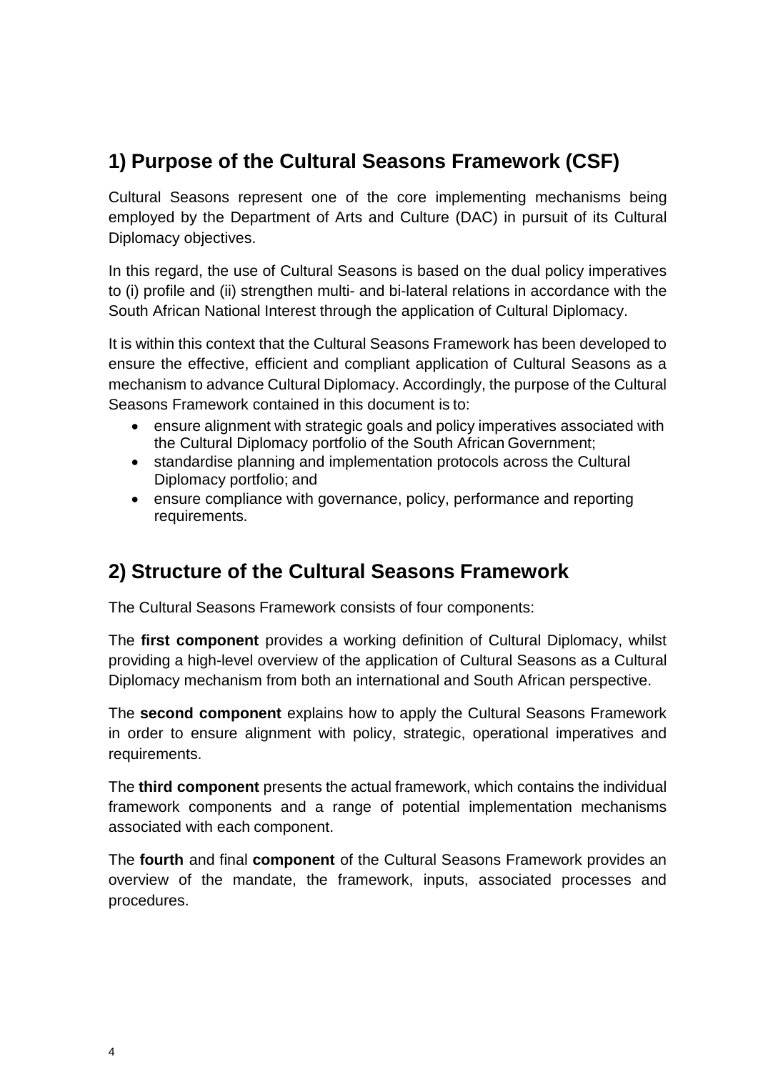## 1) Purpose of the Cultural Seasons Framework (CSF)

Cultural Seasons represent one of the core implementing mechanisms being employed by the Department of Arts and Culture (DAC) in pursuit of its Cultural Diplomacy objectives.

In this regard, the use of Cultural Seasons is based on the dual policy imperatives to (i) profile and (ii) strengthen multi- and bi-lateral relations in accordance with the South African National Interest through the application of Cultural Diplomacy.

It is within this context that the Cultural Seasons Framework has been developed to ensure the effective, efficient and compliant application of Cultural Seasons as a mechanism to advance Cultural Diplomacy. Accordingly, the purpose of the Cultural Seasons Framework contained in this document is to:

- ensure alignment with strategic goals and policy imperatives associated with the Cultural Diplomacy portfolio of the South African Government;
- standardise planning and implementation protocols across the Cultural Diplomacy portfolio; and
- ensure compliance with governance, policy, performance and reporting requirements.

## 2) Structure of the Cultural Seasons Framework

The Cultural Seasons Framework consists of four components:

The **first component** provides a working definition of Cultural Diplomacy, whilst providing a high-level overview of the application of Cultural Seasons as a Cultural Diplomacy mechanism from both an international and South African perspective.

The **second component** explains how to apply the Cultural Seasons Framework in order to ensure alignment with policy, strategic, operational imperatives and requirements.

The **third component** presents the actual framework, which contains the individual framework components and a range of potential implementation mechanisms associated with each component.

The **fourth** and final **component** of the Cultural Seasons Framework provides an overview of the mandate, the framework, inputs, associated processes and procedures.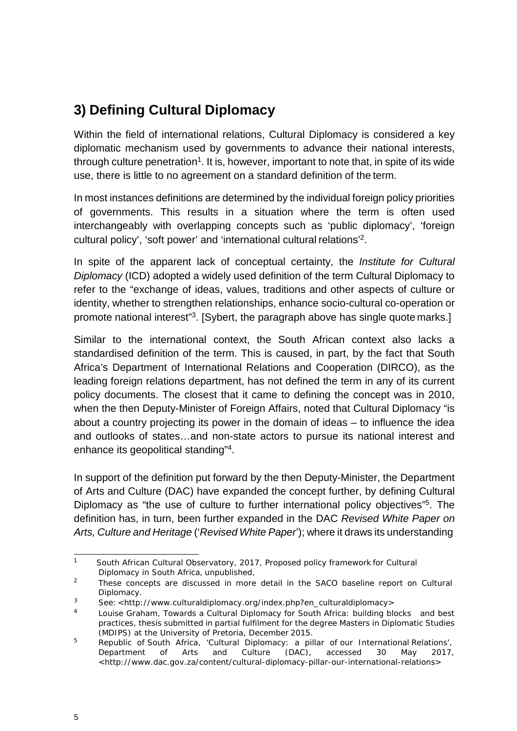## 3) Defining Cultural Diplomacy

Within the field of international relations, Cultural Diplomacy is considered a key diplomatic mechanism used by governments to advance their national interests, through culture penetration[1]. It is, however, important to note that, in spite of its wide use, there is little to no agreement on a standard definition of the term.

In most instances definitions are determined by the individual foreign policy priorities of governments. This results in a situation where the term is often used interchangeably with overlapping concepts such as 'public diplomacy', 'foreign cultural policy', 'soft power' and 'international cultural relations'[2].

In spite of the apparent lack of conceptual certainty, the *Institute for Cultural Diplomacy* (ICD) adopted a widely used definition of the term Cultural Diplomacy to refer to the "exchange of ideas, values, traditions and other aspects of culture or identity, whether to strengthen relationships, enhance socio-cultural co-operation or promote national interest"[3]. [Sybert, the paragraph above has single quote marks.]

Similar to the international context, the South African context also lacks a standardised definition of the term. This is caused, in part, by the fact that South Africa's Department of International Relations and Cooperation (DIRCO), as the leading foreign relations department, has not defined the term in any of its current policy documents. The closest that it came to defining the concept was in 2010, when the then Deputy-Minister of Foreign Affairs, noted that Cultural Diplomacy "is about a country projecting its power in the domain of ideas – to influence the idea and outlooks of states…and non-state actors to pursue its national interest and enhance its geopolitical standing"[4].

In support of the definition put forward by the then Deputy-Minister, the Department of Arts and Culture (DAC) have expanded the concept further, by defining Cultural Diplomacy as "the use of culture to further international policy objectives"[5]. The definition has, in turn, been further expanded in the DAC *Revised White Paper on Arts, Culture and Heritage* ('*Revised White Paper*'); where it draws its understanding

---

[1] South African Cultural Observatory, 2017, Proposed policy framework for Cultural Diplomacy in South Africa, unpublished,

[2] These concepts are discussed in more detail in the SACO baseline report on Cultural Diplomacy.

[3] See: <http://www.culturaldiplomacy.org/index.php?en_culturaldiplomacy>

[4] Louise Graham, Towards a Cultural Diplomacy for South Africa: building blocks and best practices, thesis submitted in partial fulfilment for the degree Masters in Diplomatic Studies (MDIPS) at the University of Pretoria, December 2015.

[5] Republic of South Africa, 'Cultural Diplomacy: a pillar of our International Relations', Department of Arts and Culture (DAC), accessed 30 May 2017, <http://www.dac.gov.za/content/cultural-diplomacy-pillar-our-international-relations>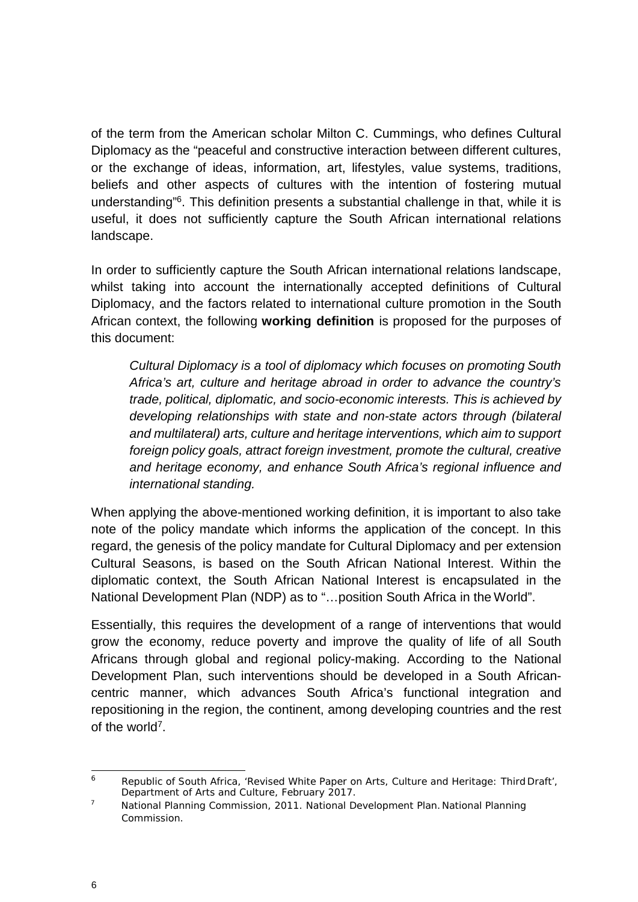of the term from the American scholar Milton C. Cummings, who defines Cultural Diplomacy as the "peaceful and constructive interaction between different cultures, or the exchange of ideas, information, art, lifestyles, value systems, traditions, beliefs and other aspects of cultures with the intention of fostering mutual understanding"[6]. This definition presents a substantial challenge in that, while it is useful, it does not sufficiently capture the South African international relations landscape.

In order to sufficiently capture the South African international relations landscape, whilst taking into account the internationally accepted definitions of Cultural Diplomacy, and the factors related to international culture promotion in the South African context, the following **working definition** is proposed for the purposes of this document:

> *Cultural Diplomacy is a tool of diplomacy which focuses on promoting South Africa's art, culture and heritage abroad in order to advance the country's trade, political, diplomatic, and socio-economic interests. This is achieved by developing relationships with state and non-state actors through (bilateral and multilateral) arts, culture and heritage interventions, which aim to support foreign policy goals, attract foreign investment, promote the cultural, creative and heritage economy, and enhance South Africa's regional influence and international standing.*

When applying the above-mentioned working definition, it is important to also take note of the policy mandate which informs the application of the concept. In this regard, the genesis of the policy mandate for Cultural Diplomacy and per extension Cultural Seasons, is based on the South African National Interest. Within the diplomatic context, the South African National Interest is encapsulated in the National Development Plan (NDP) as to "…position South Africa in the World".

Essentially, this requires the development of a range of interventions that would grow the economy, reduce poverty and improve the quality of life of all South Africans through global and regional policy-making. According to the National Development Plan, such interventions should be developed in a South African-centric manner, which advances South Africa's functional integration and repositioning in the region, the continent, among developing countries and the rest of the world[7].

---

[6] Republic of South Africa, 'Revised White Paper on Arts, Culture and Heritage: Third Draft', Department of Arts and Culture, February 2017.

[7] National Planning Commission, 2011. National Development Plan. National Planning Commission.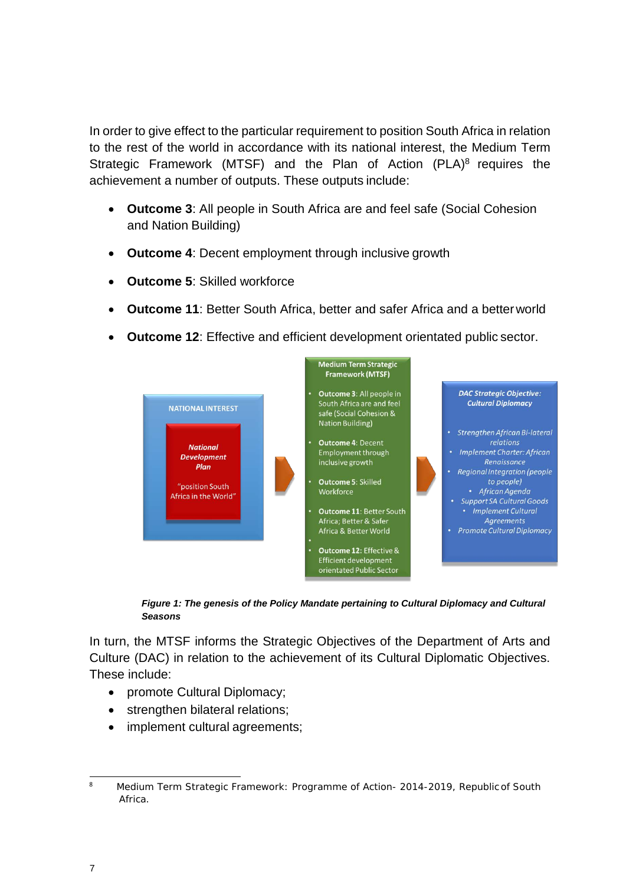In order to give effect to the particular requirement to position South Africa in relation to the rest of the world in accordance with its national interest, the Medium Term Strategic Framework (MTSF) and the Plan of Action (PLA)[8] requires the achievement a number of outputs. These outputs include:

- **Outcome 3**: All people in South Africa are and feel safe (Social Cohesion and Nation Building)
- **Outcome 4**: Decent employment through inclusive growth
- **Outcome 5**: Skilled workforce
- **Outcome 11**: Better South Africa, better and safer Africa and a better world
- **Outcome 12**: Effective and efficient development orientated public sector.

NATIONAL INTEREST

***National Development Plan***

"position South Africa in the World"

**Medium Term Strategic Framework (MTSF)**

- **Outcome 3**: All people in South Africa are and feel safe (Social Cohesion & Nation Building)
- **Outcome 4**: Decent Employment through inclusive growth
- **Outcome 5**: Skilled Workforce
- **Outcome 11**: Better South Africa; Better & Safer Africa & Better World
- **Outcome 12:** Effective & Efficient development orientated Public Sector

***DAC Strategic Objective: Cultural Diplomacy***

- *Strengthen African Bi-lateral relations*
- *Implement Charter: African Renaissance*
- *Regional Integration (people to people)*
- *African Agenda*
- *Support SA Cultural Goods*
- *Implement Cultural Agreements*
- *Promote Cultural Diplomacy*

***Figure 1: The genesis of the Policy Mandate pertaining to Cultural Diplomacy and Cultural Seasons***

In turn, the MTSF informs the Strategic Objectives of the Department of Arts and Culture (DAC) in relation to the achievement of its Cultural Diplomatic Objectives. These include:

- promote Cultural Diplomacy;
- strengthen bilateral relations;
- implement cultural agreements;

[8] Medium Term Strategic Framework: Programme of Action- 2014-2019, Republic of South Africa.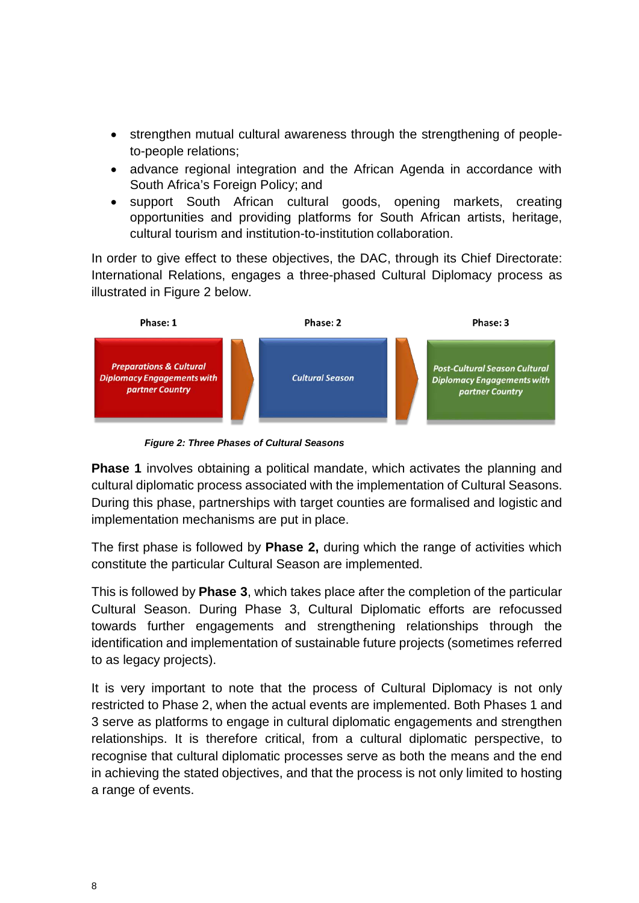- strengthen mutual cultural awareness through the strengthening of people-to-people relations;
- advance regional integration and the African Agenda in accordance with South Africa's Foreign Policy; and
- support South African cultural goods, opening markets, creating opportunities and providing platforms for South African artists, heritage, cultural tourism and institution-to-institution collaboration.

In order to give effect to these objectives, the DAC, through its Chief Directorate: International Relations, engages a three-phased Cultural Diplomacy process as illustrated in Figure 2 below.

| Phase: 1 | Phase: 2 | Phase: 3 |
| --- | --- | --- |
| *Preparations & Cultural Diplomacy Engagements with partner Country* | *Cultural Season* | *Post-Cultural Season Cultural Diplomacy Engagements with partner Country* |

***Figure 2: Three Phases of Cultural Seasons***

**Phase 1** involves obtaining a political mandate, which activates the planning and cultural diplomatic process associated with the implementation of Cultural Seasons. During this phase, partnerships with target counties are formalised and logistic and implementation mechanisms are put in place.

The first phase is followed by **Phase 2,** during which the range of activities which constitute the particular Cultural Season are implemented.

This is followed by **Phase 3**, which takes place after the completion of the particular Cultural Season. During Phase 3, Cultural Diplomatic efforts are refocussed towards further engagements and strengthening relationships through the identification and implementation of sustainable future projects (sometimes referred to as legacy projects).

It is very important to note that the process of Cultural Diplomacy is not only restricted to Phase 2, when the actual events are implemented. Both Phases 1 and 3 serve as platforms to engage in cultural diplomatic engagements and strengthen relationships. It is therefore critical, from a cultural diplomatic perspective, to recognise that cultural diplomatic processes serve as both the means and the end in achieving the stated objectives, and that the process is not only limited to hosting a range of events.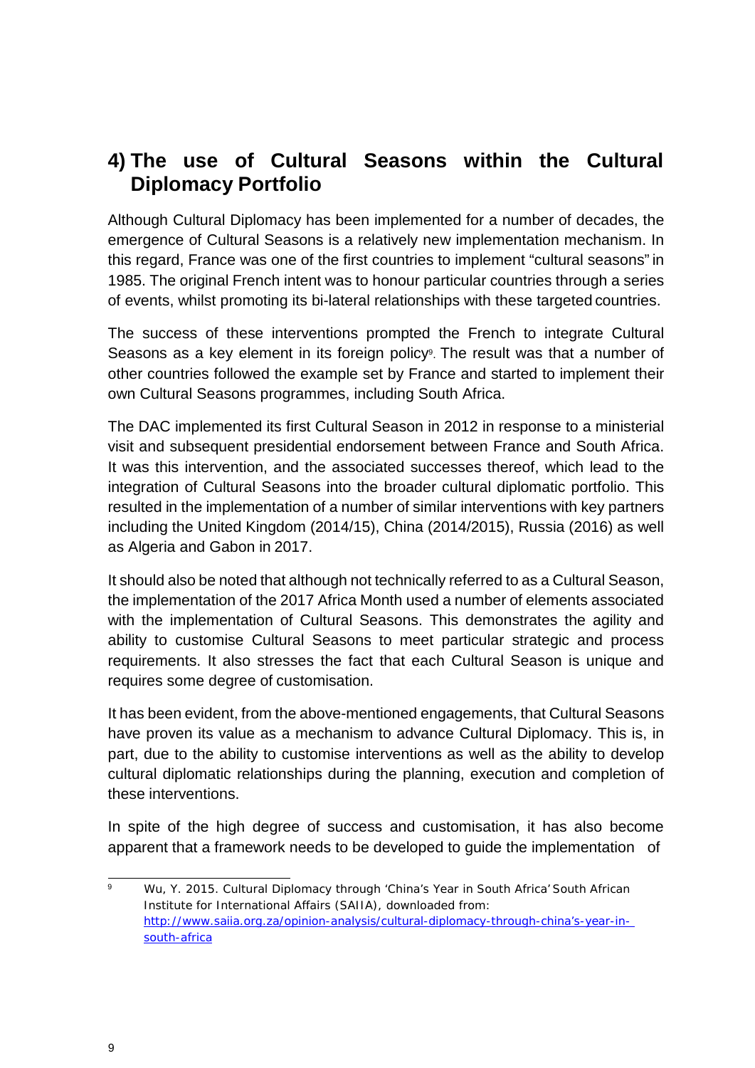## 4) The use of Cultural Seasons within the Cultural Diplomacy Portfolio

Although Cultural Diplomacy has been implemented for a number of decades, the emergence of Cultural Seasons is a relatively new implementation mechanism. In this regard, France was one of the first countries to implement "cultural seasons" in 1985. The original French intent was to honour particular countries through a series of events, whilst promoting its bi-lateral relationships with these targeted countries.

The success of these interventions prompted the French to integrate Cultural Seasons as a key element in its foreign policy[9]. The result was that a number of other countries followed the example set by France and started to implement their own Cultural Seasons programmes, including South Africa.

The DAC implemented its first Cultural Season in 2012 in response to a ministerial visit and subsequent presidential endorsement between France and South Africa. It was this intervention, and the associated successes thereof, which lead to the integration of Cultural Seasons into the broader cultural diplomatic portfolio. This resulted in the implementation of a number of similar interventions with key partners including the United Kingdom (2014/15), China (2014/2015), Russia (2016) as well as Algeria and Gabon in 2017.

It should also be noted that although not technically referred to as a Cultural Season, the implementation of the 2017 Africa Month used a number of elements associated with the implementation of Cultural Seasons. This demonstrates the agility and ability to customise Cultural Seasons to meet particular strategic and process requirements. It also stresses the fact that each Cultural Season is unique and requires some degree of customisation.

It has been evident, from the above-mentioned engagements, that Cultural Seasons have proven its value as a mechanism to advance Cultural Diplomacy. This is, in part, due to the ability to customise interventions as well as the ability to develop cultural diplomatic relationships during the planning, execution and completion of these interventions.

In spite of the high degree of success and customisation, it has also become apparent that a framework needs to be developed to guide the implementation of

---

[9] Wu, Y. 2015. Cultural Diplomacy through 'China's Year in South Africa' South African Institute for International Affairs (SAIIA), downloaded from: [http://www.saiia.org.za/opinion-analysis/cultural-diplomacy-through-china's-year-in-south-africa](http://www.saiia.org.za/opinion-analysis/cultural-diplomacy-through-china's-year-in-south-africa)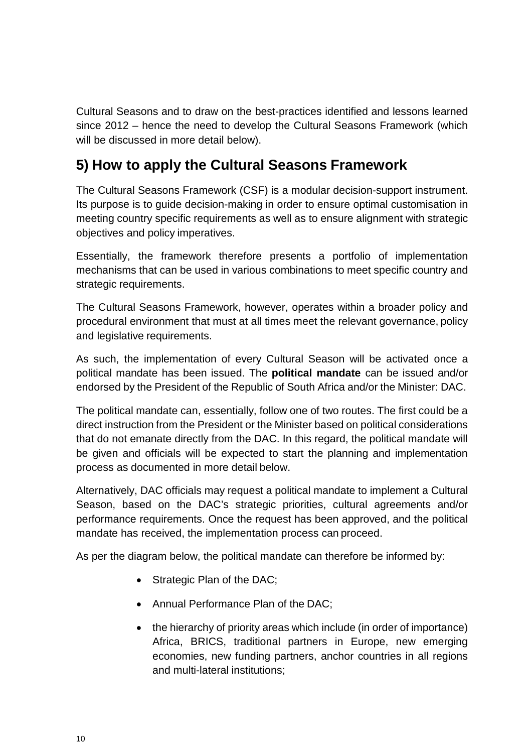Cultural Seasons and to draw on the best-practices identified and lessons learned since 2012 – hence the need to develop the Cultural Seasons Framework (which will be discussed in more detail below).

## 5) How to apply the Cultural Seasons Framework

The Cultural Seasons Framework (CSF) is a modular decision-support instrument. Its purpose is to guide decision-making in order to ensure optimal customisation in meeting country specific requirements as well as to ensure alignment with strategic objectives and policy imperatives.

Essentially, the framework therefore presents a portfolio of implementation mechanisms that can be used in various combinations to meet specific country and strategic requirements.

The Cultural Seasons Framework, however, operates within a broader policy and procedural environment that must at all times meet the relevant governance, policy and legislative requirements.

As such, the implementation of every Cultural Season will be activated once a political mandate has been issued. The **political mandate** can be issued and/or endorsed by the President of the Republic of South Africa and/or the Minister: DAC.

The political mandate can, essentially, follow one of two routes. The first could be a direct instruction from the President or the Minister based on political considerations that do not emanate directly from the DAC. In this regard, the political mandate will be given and officials will be expected to start the planning and implementation process as documented in more detail below.

Alternatively, DAC officials may request a political mandate to implement a Cultural Season, based on the DAC's strategic priorities, cultural agreements and/or performance requirements. Once the request has been approved, and the political mandate has received, the implementation process can proceed.

As per the diagram below, the political mandate can therefore be informed by:

- Strategic Plan of the DAC;
- Annual Performance Plan of the DAC;
- the hierarchy of priority areas which include (in order of importance) Africa, BRICS, traditional partners in Europe, new emerging economies, new funding partners, anchor countries in all regions and multi-lateral institutions;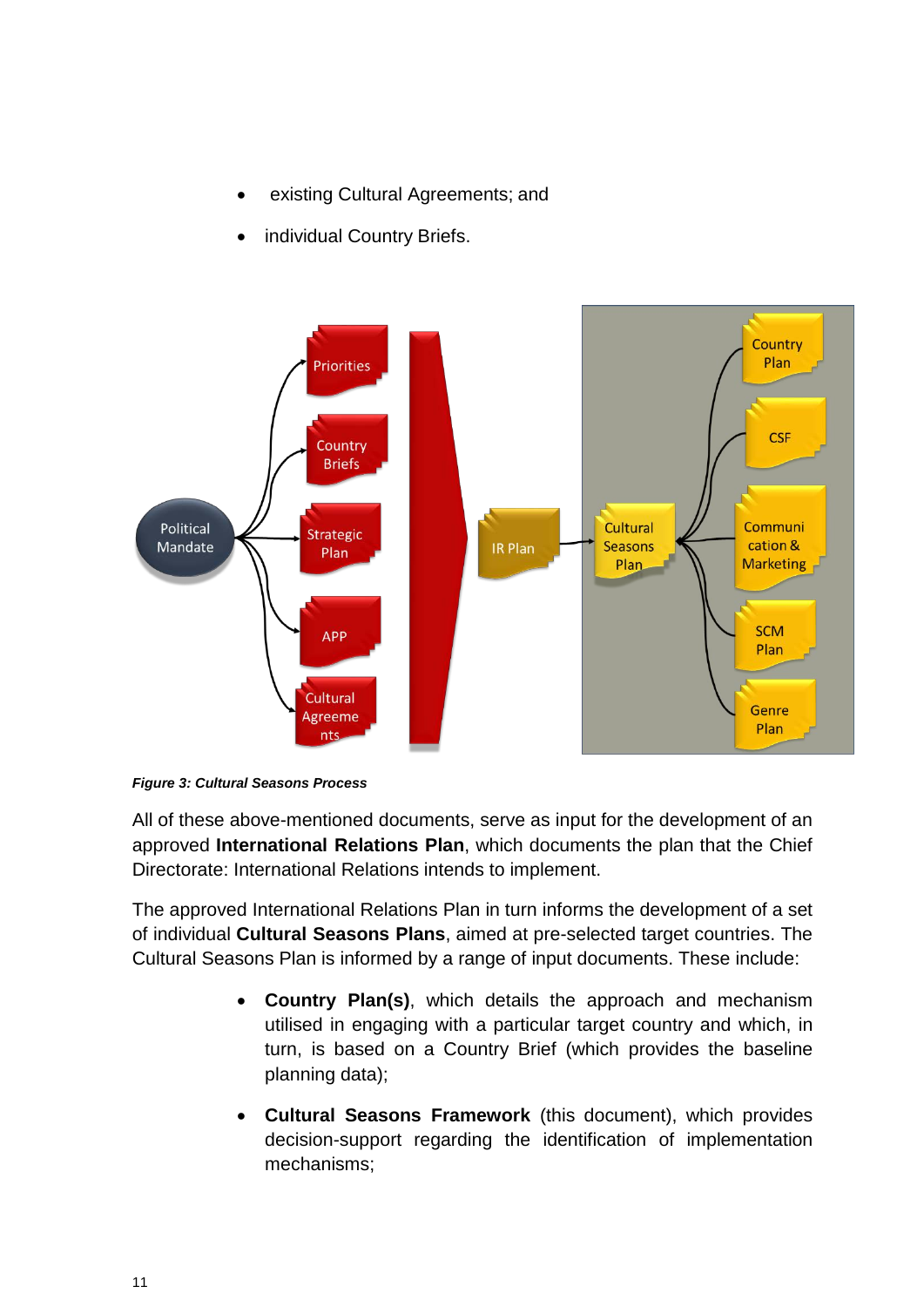- existing Cultural Agreements; and
- individual Country Briefs.

***Figure 3: Cultural Seasons Process***

All of these above-mentioned documents, serve as input for the development of an approved **International Relations Plan**, which documents the plan that the Chief Directorate: International Relations intends to implement.

The approved International Relations Plan in turn informs the development of a set of individual **Cultural Seasons Plans**, aimed at pre-selected target countries. The Cultural Seasons Plan is informed by a range of input documents. These include:

- **Country Plan(s)**, which details the approach and mechanism utilised in engaging with a particular target country and which, in turn, is based on a Country Brief (which provides the baseline planning data);
- **Cultural Seasons Framework** (this document), which provides decision-support regarding the identification of implementation mechanisms;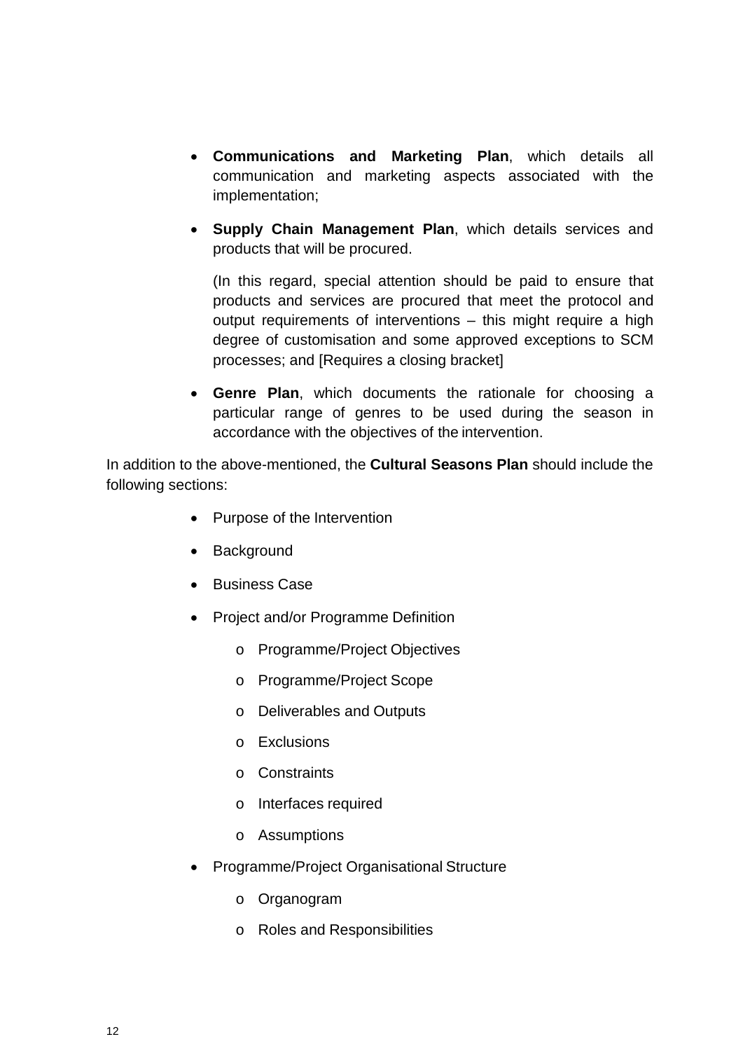- **Communications and Marketing Plan**, which details all communication and marketing aspects associated with the implementation;
- **Supply Chain Management Plan**, which details services and products that will be procured.

  (In this regard, special attention should be paid to ensure that products and services are procured that meet the protocol and output requirements of interventions – this might require a high degree of customisation and some approved exceptions to SCM processes; and [Requires a closing bracket]
- **Genre Plan**, which documents the rationale for choosing a particular range of genres to be used during the season in accordance with the objectives of the intervention.

In addition to the above-mentioned, the **Cultural Seasons Plan** should include the following sections:

- Purpose of the Intervention
- Background
- Business Case
- Project and/or Programme Definition
  - Programme/Project Objectives
  - Programme/Project Scope
  - Deliverables and Outputs
  - Exclusions
  - Constraints
  - Interfaces required
  - Assumptions
- Programme/Project Organisational Structure
  - Organogram
  - Roles and Responsibilities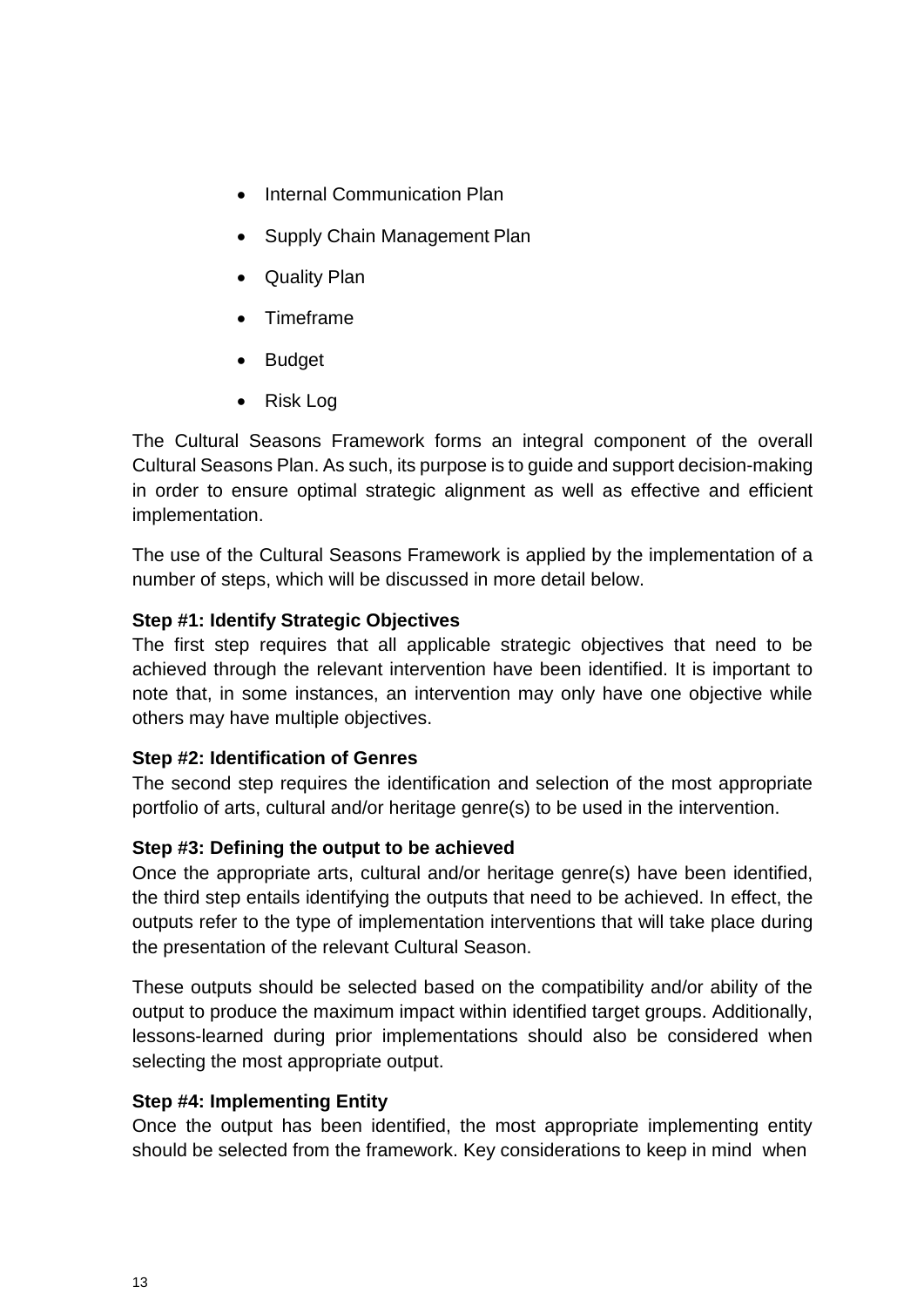- Internal Communication Plan
- Supply Chain Management Plan
- Quality Plan
- Timeframe
- Budget
- Risk Log

The Cultural Seasons Framework forms an integral component of the overall Cultural Seasons Plan. As such, its purpose is to guide and support decision-making in order to ensure optimal strategic alignment as well as effective and efficient implementation.

The use of the Cultural Seasons Framework is applied by the implementation of a number of steps, which will be discussed in more detail below.

**Step #1: Identify Strategic Objectives**

The first step requires that all applicable strategic objectives that need to be achieved through the relevant intervention have been identified. It is important to note that, in some instances, an intervention may only have one objective while others may have multiple objectives.

**Step #2: Identification of Genres**

The second step requires the identification and selection of the most appropriate portfolio of arts, cultural and/or heritage genre(s) to be used in the intervention.

**Step #3: Defining the output to be achieved**

Once the appropriate arts, cultural and/or heritage genre(s) have been identified, the third step entails identifying the outputs that need to be achieved. In effect, the outputs refer to the type of implementation interventions that will take place during the presentation of the relevant Cultural Season.

These outputs should be selected based on the compatibility and/or ability of the output to produce the maximum impact within identified target groups. Additionally, lessons-learned during prior implementations should also be considered when selecting the most appropriate output.

**Step #4: Implementing Entity**

Once the output has been identified, the most appropriate implementing entity should be selected from the framework. Key considerations to keep in mind when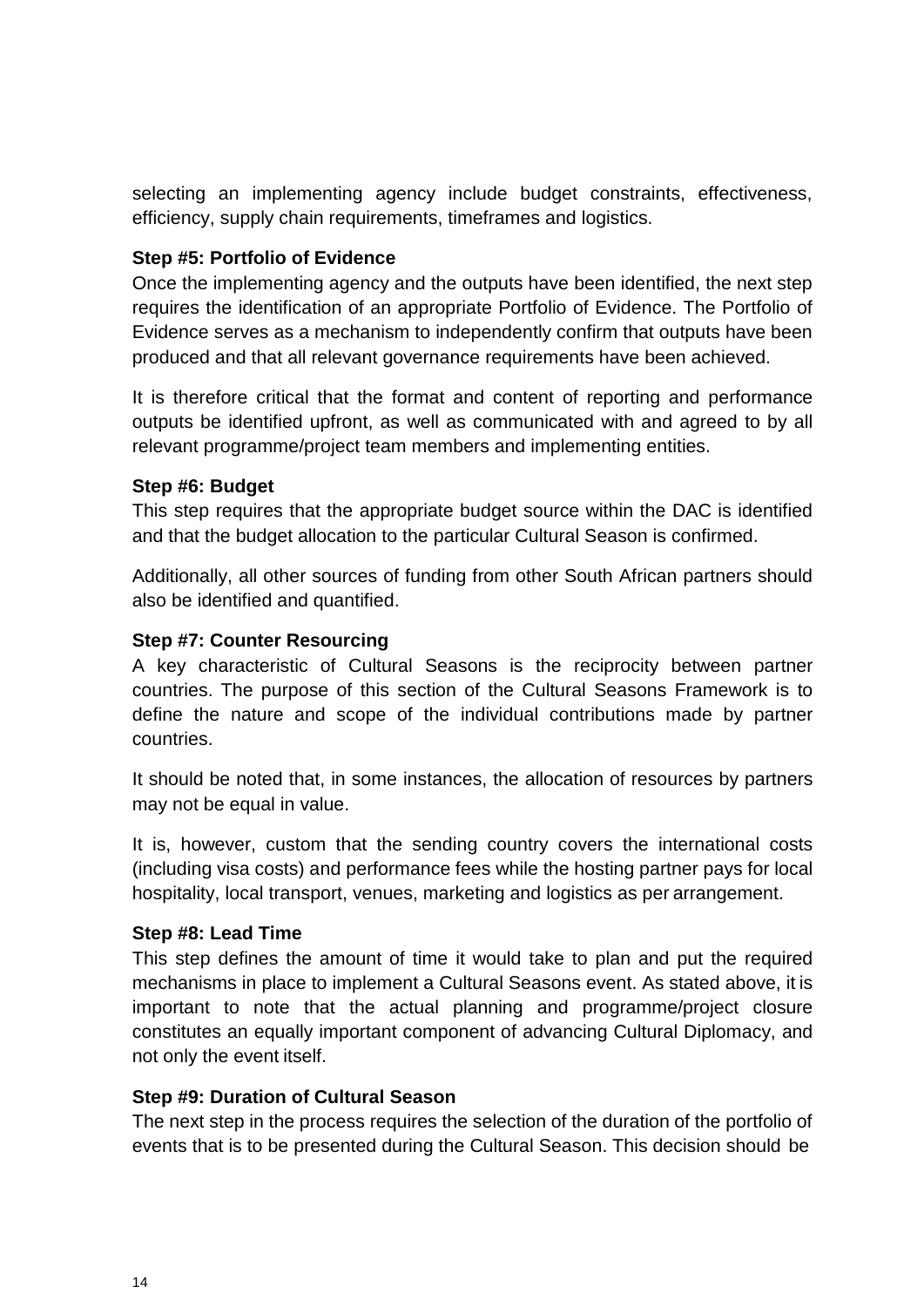selecting an implementing agency include budget constraints, effectiveness, efficiency, supply chain requirements, timeframes and logistics.

**Step #5: Portfolio of Evidence**

Once the implementing agency and the outputs have been identified, the next step requires the identification of an appropriate Portfolio of Evidence. The Portfolio of Evidence serves as a mechanism to independently confirm that outputs have been produced and that all relevant governance requirements have been achieved.

It is therefore critical that the format and content of reporting and performance outputs be identified upfront, as well as communicated with and agreed to by all relevant programme/project team members and implementing entities.

**Step #6: Budget**

This step requires that the appropriate budget source within the DAC is identified and that the budget allocation to the particular Cultural Season is confirmed.

Additionally, all other sources of funding from other South African partners should also be identified and quantified.

**Step #7: Counter Resourcing**

A key characteristic of Cultural Seasons is the reciprocity between partner countries. The purpose of this section of the Cultural Seasons Framework is to define the nature and scope of the individual contributions made by partner countries.

It should be noted that, in some instances, the allocation of resources by partners may not be equal in value.

It is, however, custom that the sending country covers the international costs (including visa costs) and performance fees while the hosting partner pays for local hospitality, local transport, venues, marketing and logistics as per arrangement.

**Step #8: Lead Time**

This step defines the amount of time it would take to plan and put the required mechanisms in place to implement a Cultural Seasons event. As stated above, it is important to note that the actual planning and programme/project closure constitutes an equally important component of advancing Cultural Diplomacy, and not only the event itself.

**Step #9: Duration of Cultural Season**

The next step in the process requires the selection of the duration of the portfolio of events that is to be presented during the Cultural Season. This decision should be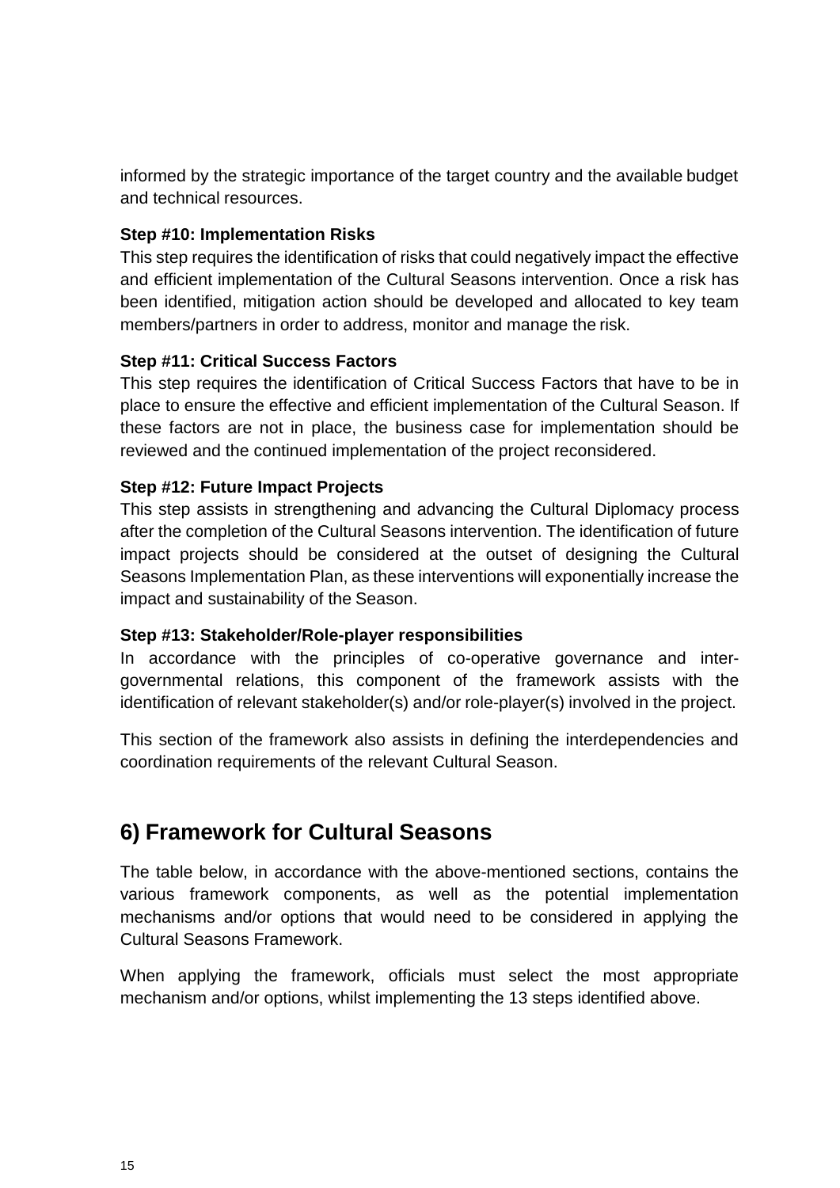informed by the strategic importance of the target country and the available budget and technical resources.

**Step #10: Implementation Risks**

This step requires the identification of risks that could negatively impact the effective and efficient implementation of the Cultural Seasons intervention. Once a risk has been identified, mitigation action should be developed and allocated to key team members/partners in order to address, monitor and manage the risk.

**Step #11: Critical Success Factors**

This step requires the identification of Critical Success Factors that have to be in place to ensure the effective and efficient implementation of the Cultural Season. If these factors are not in place, the business case for implementation should be reviewed and the continued implementation of the project reconsidered.

**Step #12: Future Impact Projects**

This step assists in strengthening and advancing the Cultural Diplomacy process after the completion of the Cultural Seasons intervention. The identification of future impact projects should be considered at the outset of designing the Cultural Seasons Implementation Plan, as these interventions will exponentially increase the impact and sustainability of the Season.

**Step #13: Stakeholder/Role-player responsibilities**

In accordance with the principles of co-operative governance and inter-governmental relations, this component of the framework assists with the identification of relevant stakeholder(s) and/or role-player(s) involved in the project.

This section of the framework also assists in defining the interdependencies and coordination requirements of the relevant Cultural Season.

## 6) Framework for Cultural Seasons

The table below, in accordance with the above-mentioned sections, contains the various framework components, as well as the potential implementation mechanisms and/or options that would need to be considered in applying the Cultural Seasons Framework.

When applying the framework, officials must select the most appropriate mechanism and/or options, whilst implementing the 13 steps identified above.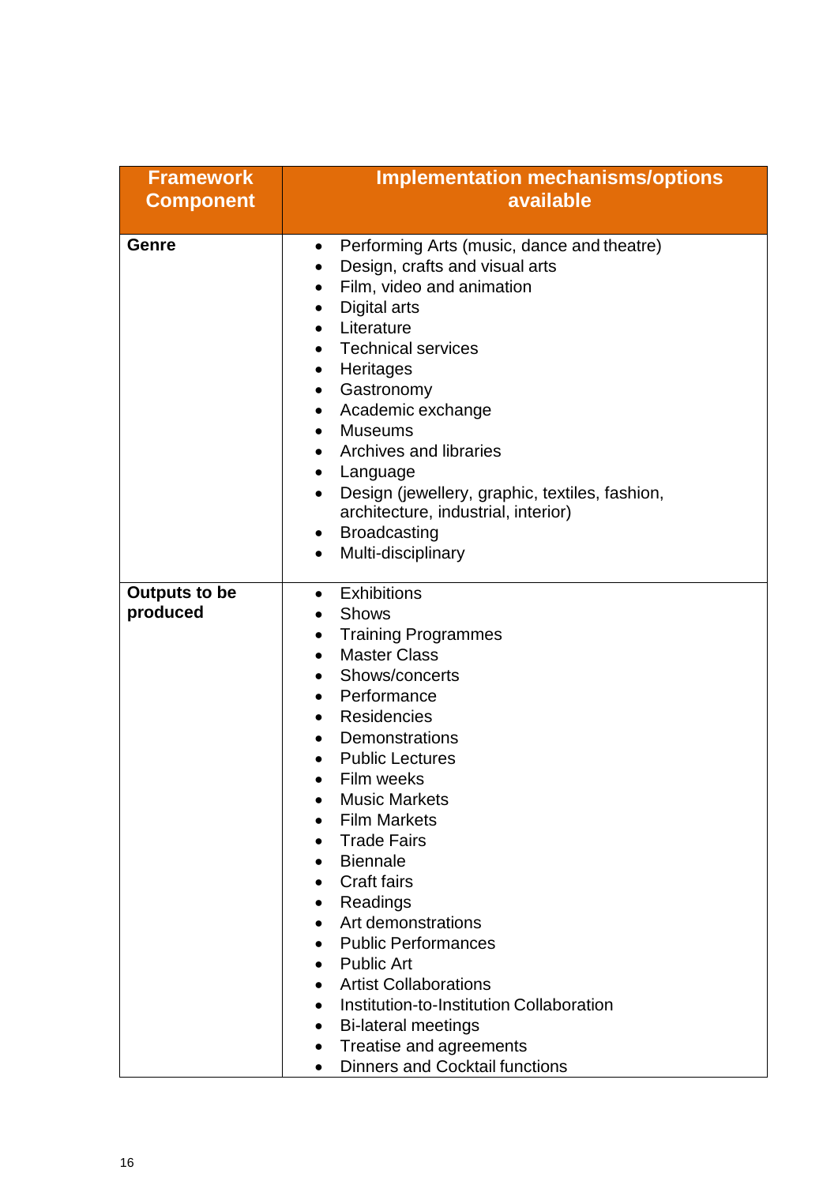| Framework Component | Implementation mechanisms/options available |
|---|---|
| **Genre** | • Performing Arts (music, dance and theatre)<br>• Design, crafts and visual arts<br>• Film, video and animation<br>• Digital arts<br>• Literature<br>• Technical services<br>• Heritages<br>• Gastronomy<br>• Academic exchange<br>• Museums<br>• Archives and libraries<br>• Language<br>• Design (jewellery, graphic, textiles, fashion, architecture, industrial, interior)<br>• Broadcasting<br>• Multi-disciplinary |
| **Outputs to be produced** | • Exhibitions<br>• Shows<br>• Training Programmes<br>• Master Class<br>• Shows/concerts<br>• Performance<br>• Residencies<br>• Demonstrations<br>• Public Lectures<br>• Film weeks<br>• Music Markets<br>• Film Markets<br>• Trade Fairs<br>• Biennale<br>• Craft fairs<br>• Readings<br>• Art demonstrations<br>• Public Performances<br>• Public Art<br>• Artist Collaborations<br>• Institution-to-Institution Collaboration<br>• Bi-lateral meetings<br>• Treatise and agreements<br>• Dinners and Cocktail functions |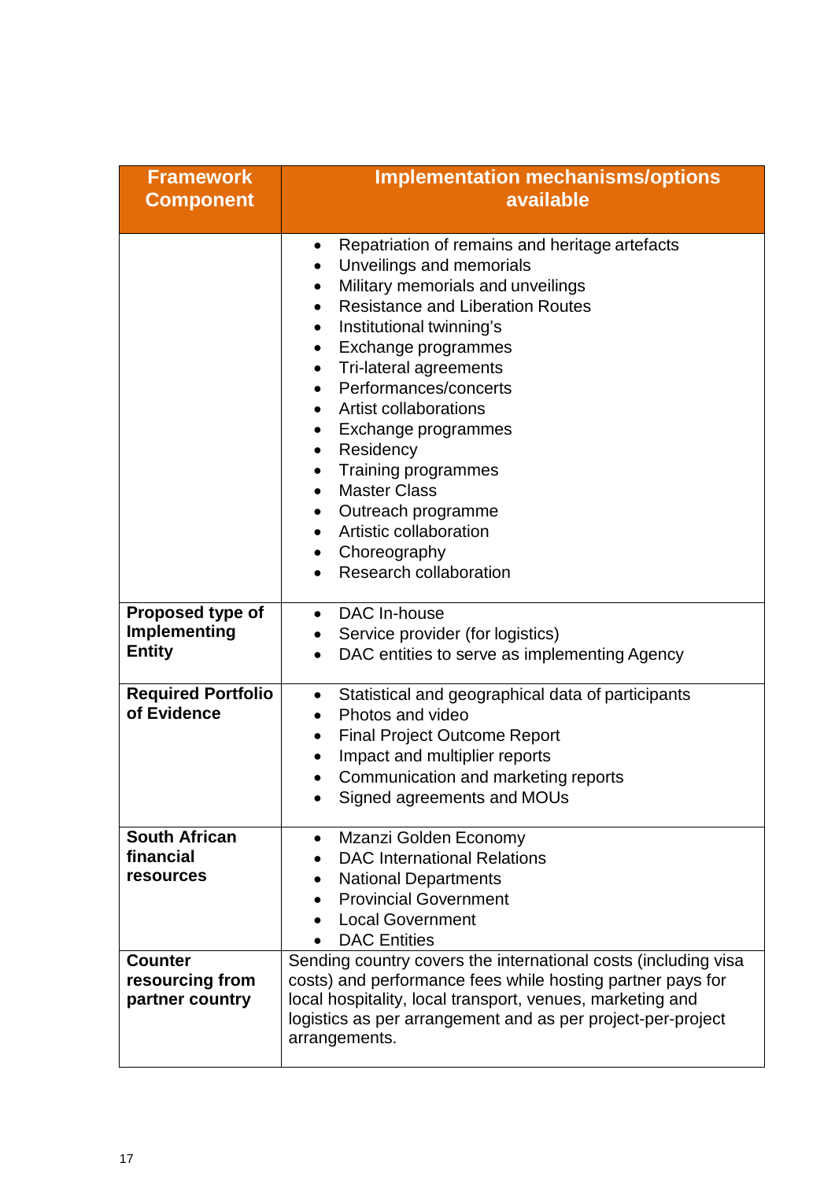| Framework Component | Implementation mechanisms/options available |
|---|---|
| | • Repatriation of remains and heritage artefacts<br>• Unveilings and memorials<br>• Military memorials and unveilings<br>• Resistance and Liberation Routes<br>• Institutional twinning's<br>• Exchange programmes<br>• Tri-lateral agreements<br>• Performances/concerts<br>• Artist collaborations<br>• Exchange programmes<br>• Residency<br>• Training programmes<br>• Master Class<br>• Outreach programme<br>• Artistic collaboration<br>• Choreography<br>• Research collaboration |
| **Proposed type of Implementing Entity** | • DAC In-house<br>• Service provider (for logistics)<br>• DAC entities to serve as implementing Agency |
| **Required Portfolio of Evidence** | • Statistical and geographical data of participants<br>• Photos and video<br>• Final Project Outcome Report<br>• Impact and multiplier reports<br>• Communication and marketing reports<br>• Signed agreements and MOUs |
| **South African financial resources** | • Mzanzi Golden Economy<br>• DAC International Relations<br>• National Departments<br>• Provincial Government<br>• Local Government<br>• DAC Entities |
| **Counter resourcing from partner country** | Sending country covers the international costs (including visa costs) and performance fees while hosting partner pays for local hospitality, local transport, venues, marketing and logistics as per arrangement and as per project-per-project arrangements. |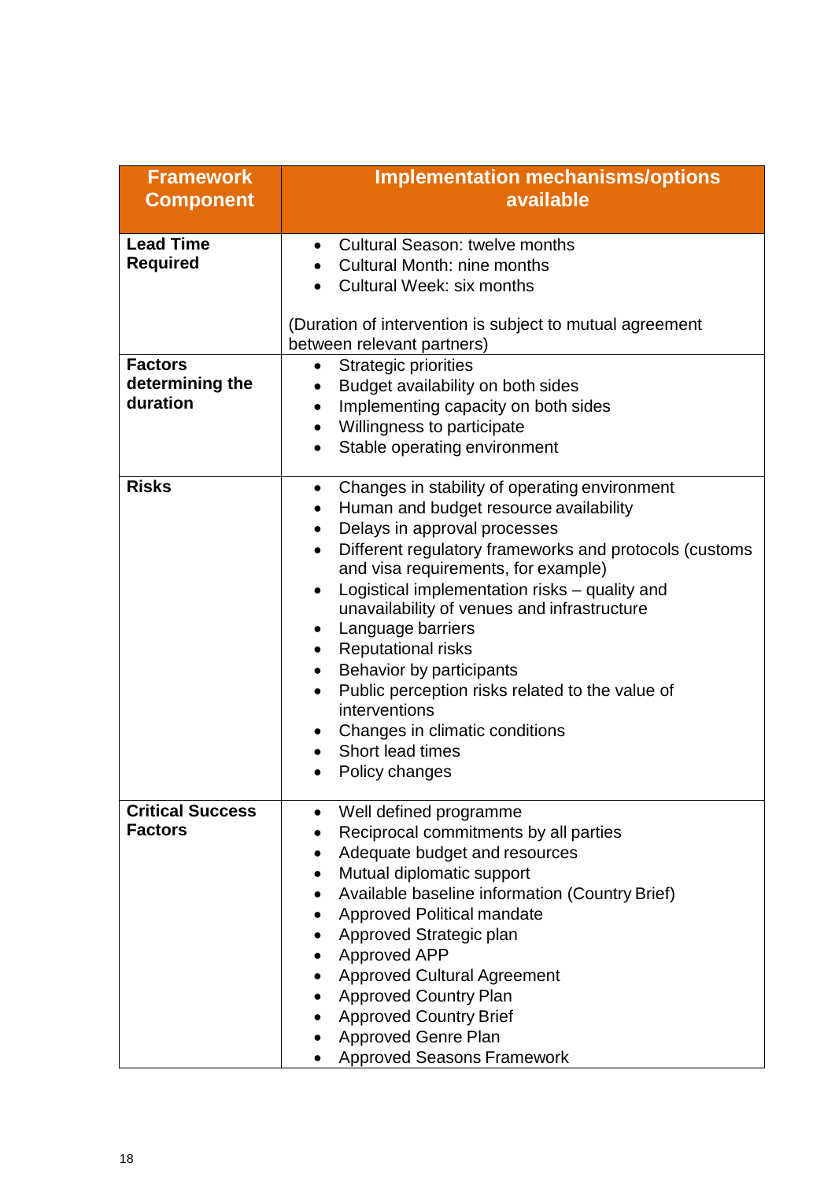| Framework Component | Implementation mechanisms/options available |
|---|---|
| **Lead Time Required** | • Cultural Season: twelve months<br>• Cultural Month: nine months<br>• Cultural Week: six months<br><br>(Duration of intervention is subject to mutual agreement between relevant partners) |
| **Factors determining the duration** | • Strategic priorities<br>• Budget availability on both sides<br>• Implementing capacity on both sides<br>• Willingness to participate<br>• Stable operating environment |
| **Risks** | • Changes in stability of operating environment<br>• Human and budget resource availability<br>• Delays in approval processes<br>• Different regulatory frameworks and protocols (customs and visa requirements, for example)<br>• Logistical implementation risks – quality and unavailability of venues and infrastructure<br>• Language barriers<br>• Reputational risks<br>• Behavior by participants<br>• Public perception risks related to the value of interventions<br>• Changes in climatic conditions<br>• Short lead times<br>• Policy changes |
| **Critical Success Factors** | • Well defined programme<br>• Reciprocal commitments by all parties<br>• Adequate budget and resources<br>• Mutual diplomatic support<br>• Available baseline information (Country Brief)<br>• Approved Political mandate<br>• Approved Strategic plan<br>• Approved APP<br>• Approved Cultural Agreement<br>• Approved Country Plan<br>• Approved Country Brief<br>• Approved Genre Plan<br>• Approved Seasons Framework |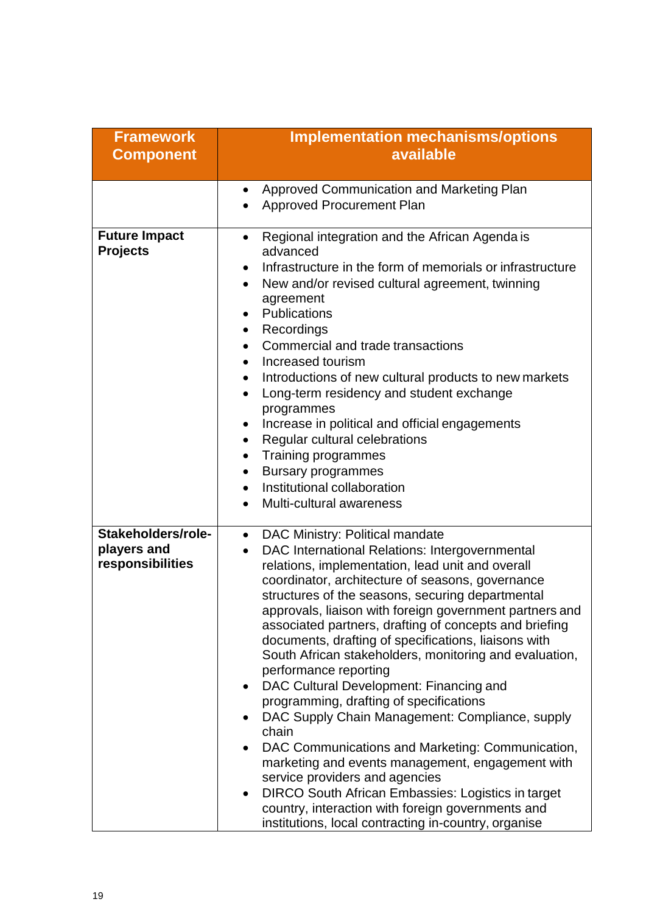| Framework Component | Implementation mechanisms/options available |
| --- | --- |
| | • Approved Communication and Marketing Plan<br>• Approved Procurement Plan |
| **Future Impact Projects** | • Regional integration and the African Agenda is advanced<br>• Infrastructure in the form of memorials or infrastructure<br>• New and/or revised cultural agreement, twinning agreement<br>• Publications<br>• Recordings<br>• Commercial and trade transactions<br>• Increased tourism<br>• Introductions of new cultural products to new markets<br>• Long-term residency and student exchange programmes<br>• Increase in political and official engagements<br>• Regular cultural celebrations<br>• Training programmes<br>• Bursary programmes<br>• Institutional collaboration<br>• Multi-cultural awareness |
| **Stakeholders/role-players and responsibilities** | • DAC Ministry: Political mandate<br>• DAC International Relations: Intergovernmental relations, implementation, lead unit and overall coordinator, architecture of seasons, governance structures of the seasons, securing departmental approvals, liaison with foreign government partners and associated partners, drafting of concepts and briefing documents, drafting of specifications, liaisons with South African stakeholders, monitoring and evaluation, performance reporting<br>• DAC Cultural Development: Financing and programming, drafting of specifications<br>• DAC Supply Chain Management: Compliance, supply chain<br>• DAC Communications and Marketing: Communication, marketing and events management, engagement with service providers and agencies<br>• DIRCO South African Embassies: Logistics in target country, interaction with foreign governments and institutions, local contracting in-country, organise |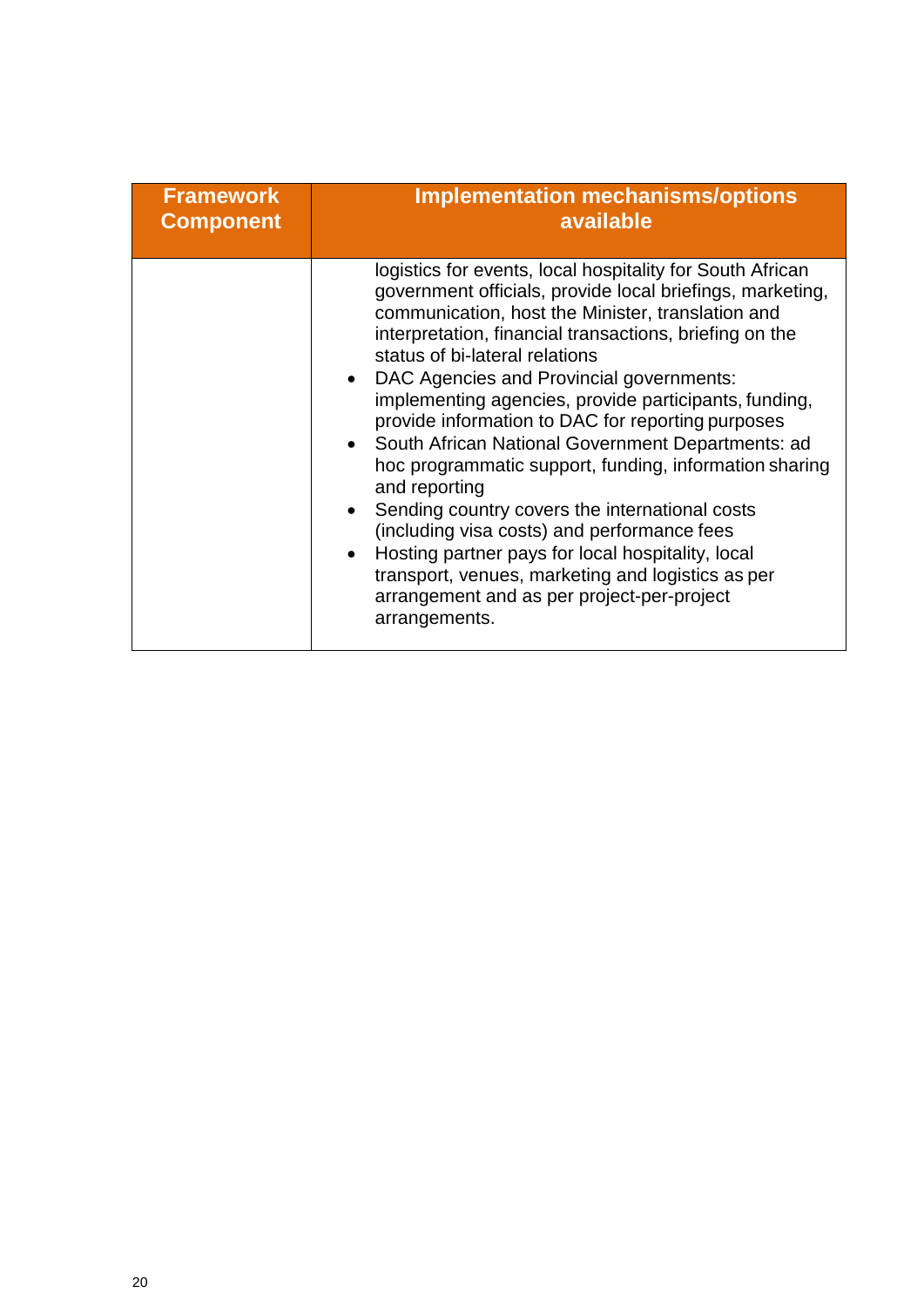| Framework Component | Implementation mechanisms/options available |
|---|---|
| | logistics for events, local hospitality for South African government officials, provide local briefings, marketing, communication, host the Minister, translation and interpretation, financial transactions, briefing on the status of bi-lateral relations<br>• DAC Agencies and Provincial governments: implementing agencies, provide participants, funding, provide information to DAC for reporting purposes<br>• South African National Government Departments: ad hoc programmatic support, funding, information sharing and reporting<br>• Sending country covers the international costs (including visa costs) and performance fees<br>• Hosting partner pays for local hospitality, local transport, venues, marketing and logistics as per arrangement and as per project-per-project arrangements. |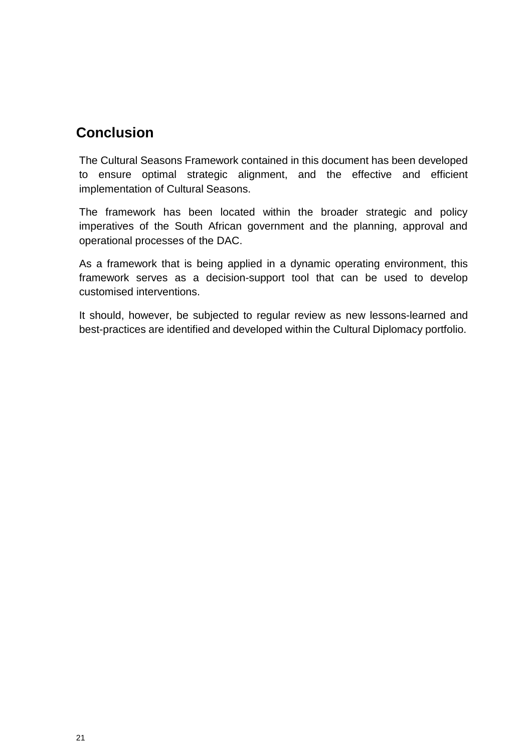## Conclusion

The Cultural Seasons Framework contained in this document has been developed to ensure optimal strategic alignment, and the effective and efficient implementation of Cultural Seasons.

The framework has been located within the broader strategic and policy imperatives of the South African government and the planning, approval and operational processes of the DAC.

As a framework that is being applied in a dynamic operating environment, this framework serves as a decision-support tool that can be used to develop customised interventions.

It should, however, be subjected to regular review as new lessons-learned and best-practices are identified and developed within the Cultural Diplomacy portfolio.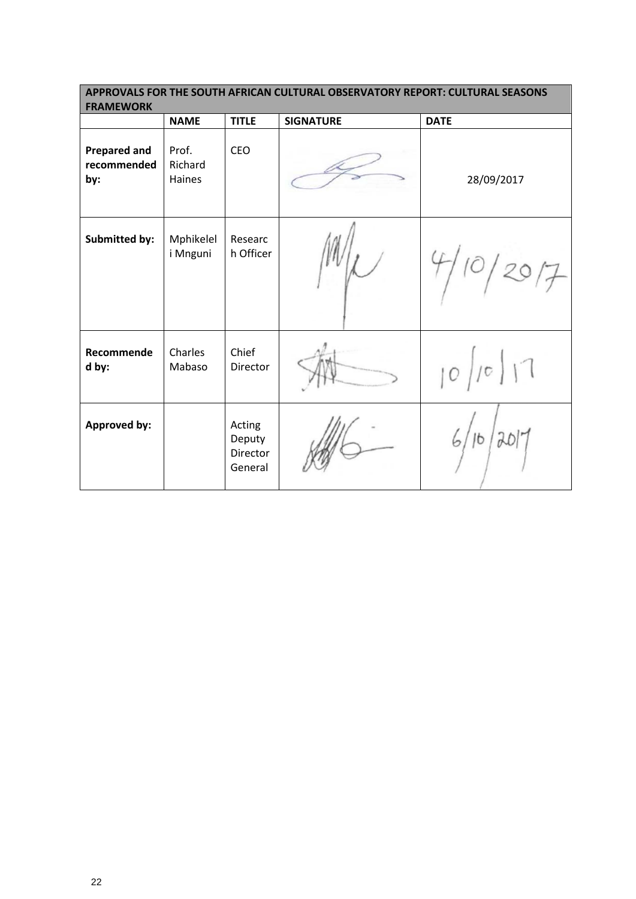| APPROVALS FOR THE SOUTH AFRICAN CULTURAL OBSERVATORY REPORT: CULTURAL SEASONS FRAMEWORK | | | | |
|---|---|---|---|---|
| | **NAME** | **TITLE** | **SIGNATURE** | **DATE** |
| **Prepared and recommended by:** | Prof. Richard Haines | CEO | | 28/09/2017 |
| **Submitted by:** | Mphikeleli Mnguni | Research Officer | | 4/10/2017 |
| **Recommended by:** | Charles Mabaso | Chief Director | | 10/10/17 |
| **Approved by:** | | Acting Deputy Director General | | 6/10/2017 |